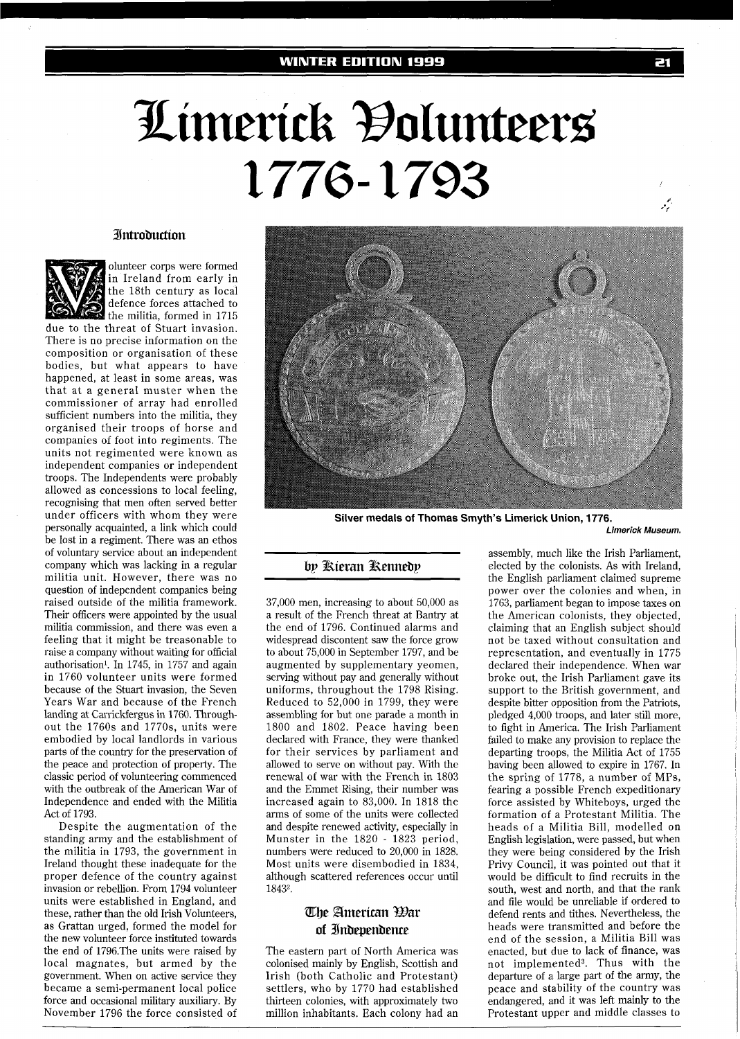# Limerick Volunteers 1776-1793

### Introduction

Volunteer corps were formed in Ireland from early in the 18th century as local defence forces attached to the militia, formed in 1715 due to the threat of Stuart invasion. There is no precise information on the composition or organisation of these bodies, but what appears to have happened, at least in some areas, was that at a general muster when the commissioner of array had enrolled sufficient numbers into the militia, they organised their troops of horse and companies of foot into regiments. The units not regimented were known as independent companies or independent troops. The Independents were probably allowed as concessions to local feeling, recognising that men often served better under officers with whom they were personally acquainted, a link which could be lost in a regiment. There was an ethos of voluntary service about an independent company which was lacking in a regular militia unit. However, there was no question of independent companies being raised outside of the militia framework. Their officers were appointed by the usual militia commission, and there was even a feeling that it might be treasonable to raise a company without waiting for official authorisation[1]. In 1745, in 1757 and again in 1760 volunteer units were formed because of the Stuart invasion, the Seven Years War and because of the French landing at Carrickfergus in 1760. Throughout the 1760s and 1770s, units were embodied by local landlords in various parts of the country for the preservation of the peace and protection of property. The classic period of volunteering commenced with the outbreak of the American War of Independence and ended with the Militia Act of 1793.

Despite the augmentation of the standing army and the establishment of the militia in 1793, the government in Ireland thought these inadequate for the proper defence of the country against invasion or rebellion. From 1794 volunteer units were established in England, and these, rather than the old Irish Volunteers, as Grattan urged, formed the model for the new volunteer force instituted towards the end of 1796.The units were raised by local magnates, but armed by the government. When on active service they became a semi-permanent local police force and occasional military auxiliary. By November 1796 the force consisted of 37,000 men, increasing to about 50,000 as a result of the French threat at Bantry at the end of 1796. Continued alarms and widespread discontent saw the force grow to about 75,000 in September 1797, and be augmented by supplementary yeomen, serving without pay and generally without uniforms, throughout the 1798 Rising. Reduced to 52,000 in 1799, they were assembling for but one parade a month in 1800 and 1802. Peace having been declared with France, they were thanked for their services by parliament and allowed to serve on without pay. With the renewal of war with the French in 1803 and the Emmet Rising, their number was increased again to 83,000. In 1818 the arms of some of the units were collected and despite renewed activity, especially in Munster in the 1820 - 1823 period, numbers were reduced to 20,000 in 1828. Most units were disembodied in 1834, although scattered references occur until 1843[2].

Silver medals of Thomas Smyth's Limerick Union, 1776.
*Limerick Museum.*

by Kieran Kennedy

### The American War of Independence

The eastern part of North America was colonised mainly by English, Scottish and Irish (both Catholic and Protestant) settlers, who by 1770 had established thirteen colonies, with approximately two million inhabitants. Each colony had an assembly, much like the Irish Parliament, elected by the colonists. As with Ireland, the English parliament claimed supreme power over the colonies and when, in 1763, parliament began to impose taxes on the American colonists, they objected, claiming that an English subject should not be taxed without consultation and representation, and eventually in 1775 declared their independence. When war broke out, the Irish Parliament gave its support to the British government, and despite bitter opposition from the Patriots, pledged 4,000 troops, and later still more, to fight in America. The Irish Parliament failed to make any provision to replace the departing troops, the Militia Act of 1755 having been allowed to expire in 1767. In the spring of 1778, a number of MPs, fearing a possible French expeditionary force assisted by Whiteboys, urged the formation of a Protestant Militia. The heads of a Militia Bill, modelled on English legislation, were passed, but when they were being considered by the Irish Privy Council, it was pointed out that it would be difficult to find recruits in the south, west and north, and that the rank and file would be unreliable if ordered to defend rents and tithes. Nevertheless, the heads were transmitted and before the end of the session, a Militia Bill was enacted, but due to lack of finance, was not implemented[3]. Thus with the departure of a large part of the army, the peace and stability of the country was endangered, and it was left mainly to the Protestant upper and middle classes to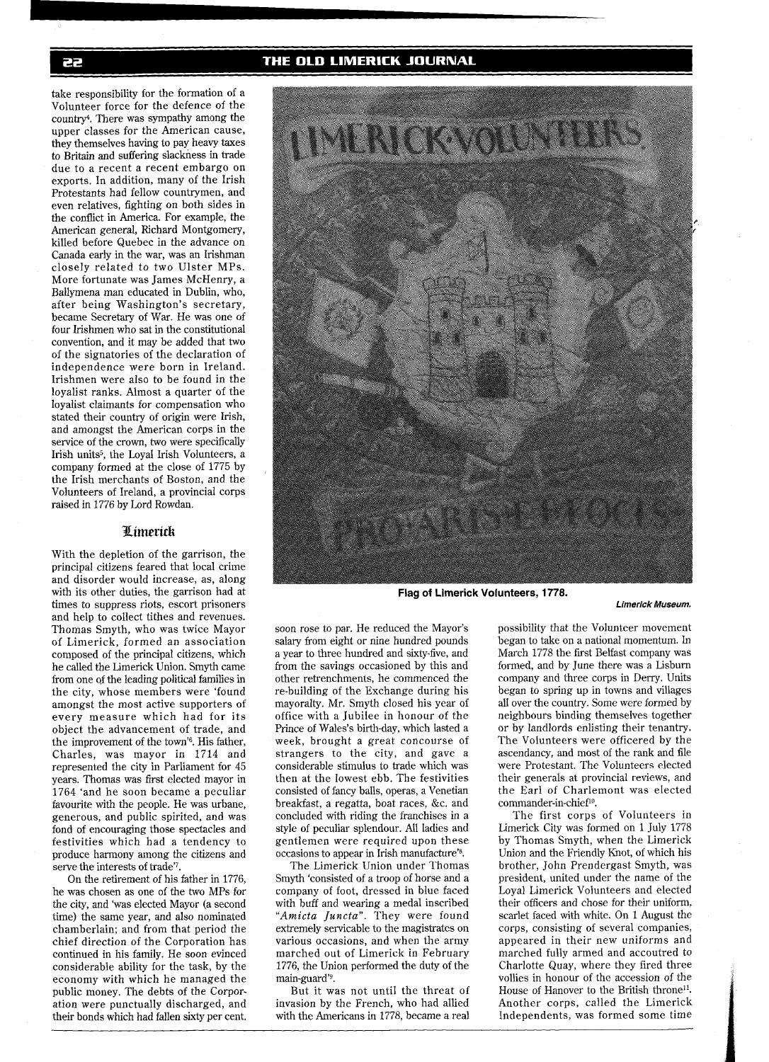take responsibility for the formation of a Volunteer force for the defence of the country[4]. There was sympathy among the upper classes for the American cause, they themselves having to pay heavy taxes to Britain and suffering slackness in trade due to a recent a recent embargo on exports. In addition, many of the Irish Protestants had fellow countrymen, and even relatives, fighting on both sides in the conflict in America. For example, the American general, Richard Montgomery, killed before Quebec in the advance on Canada early in the war, was an Irishman closely related to two Ulster MPs. More fortunate was James McHenry, a Ballymena man educated in Dublin, who, after being Washington's secretary, became Secretary of War. He was one of four Irishmen who sat in the constitutional convention, and it may be added that two of the signatories of the declaration of independence were born in Ireland. Irishmen were also to be found in the loyalist ranks. Almost a quarter of the loyalist claimants for compensation who stated their country of origin were Irish, and amongst the American corps in the service of the crown, two were specifically Irish units[5], the Loyal Irish Volunteers, a company formed at the close of 1775 by the Irish merchants of Boston, and the Volunteers of Ireland, a provincial corps raised in 1776 by Lord Rowdan.

## Limerick

With the depletion of the garrison, the principal citizens feared that local crime and disorder would increase, as, along with its other duties, the garrison had at times to suppress riots, escort prisoners and help to collect tithes and revenues. Thomas Smyth, who was twice Mayor of Limerick, formed an association composed of the principal citizens, which he called the Limerick Union. Smyth came from one of the leading political families in the city, whose members were 'found amongst the most active supporters of every measure which had for its object the advancement of trade, and the improvement of the town'[6]. His father, Charles, was mayor in 1714 and represented the city in Parliament for 45 years. Thomas was first elected mayor in 1764 'and he soon became a peculiar favourite with the people. He was urbane, generous, and public spirited, and was fond of encouraging those spectacles and festivities which had a tendency to produce harmony among the citizens and serve the interests of trade'[7].

On the retirement of his father in 1776, he was chosen as one of the two MPs for the city, and 'was elected Mayor (a second time) the same year, and also nominated chamberlain; and from that period the chief direction of the Corporation has continued in his family. He soon evinced considerable ability for the task, by the economy with which he managed the public money. The debts of the Corporation were punctually discharged, and their bonds which had fallen sixty per cent. soon rose to par. He reduced the Mayor's salary from eight or nine hundred pounds a year to three hundred and sixty-five, and from the savings occasioned by this and other retrenchments, he commenced the re-building of the Exchange during his mayoralty. Mr. Smyth closed his year of office with a Jubilee in honour of the Prince of Wales's birth-day, which lasted a week, brought a great concourse of strangers to the city, and gave a considerable stimulus to trade which was then at the lowest ebb. The festivities consisted of fancy balls, operas, a Venetian breakfast, a regatta, boat races, &c. and concluded with riding the franchises in a style of peculiar splendour. All ladies and gentlemen were required upon these occasions to appear in Irish manufacture'[8].

The Limerick Union under Thomas Smyth 'consisted of a troop of horse and a company of foot, dressed in blue faced with buff and wearing a medal inscribed *"Amicta Juncta"*. They were found extremely servicable to the magistrates on various occasions, and when the army marched out of Limerick in February 1776, the Union performed the duty of the main-guard'[9].

But it was not until the threat of invasion by the French, who had allied with the Americans in 1778, became a real possibility that the Volunteer movement began to take on a national momentum. In March 1778 the first Belfast company was formed, and by June there was a Lisburn company and three corps in Derry. Units began to spring up in towns and villages all over the country. Some were formed by neighbours binding themselves together or by landlords enlisting their tenantry. The Volunteers were officered by the ascendancy, and most of the rank and file were Protestant. The Volunteers elected their generals at provincial reviews, and the Earl of Charlemont was elected commander-in-chief[10].

The first corps of Volunteers in Limerick City was formed on 1 July 1778 by Thomas Smyth, when the Limerick Union and the Friendly Knot, of which his brother, John Prendergast Smyth, was president, united under the name of the Loyal Limerick Volunteers and elected their officers and chose for their uniform, scarlet faced with white. On 1 August the corps, consisting of several companies, appeared in their new uniforms and marched fully armed and accoutred to Charlotte Quay, where they fired three vollies in honour of the accession of the House of Hanover to the British throne[11]. Another corps, called the Limerick Independents, was formed some time

**Flag of Limerick Volunteers, 1778.**

*Limerick Museum.*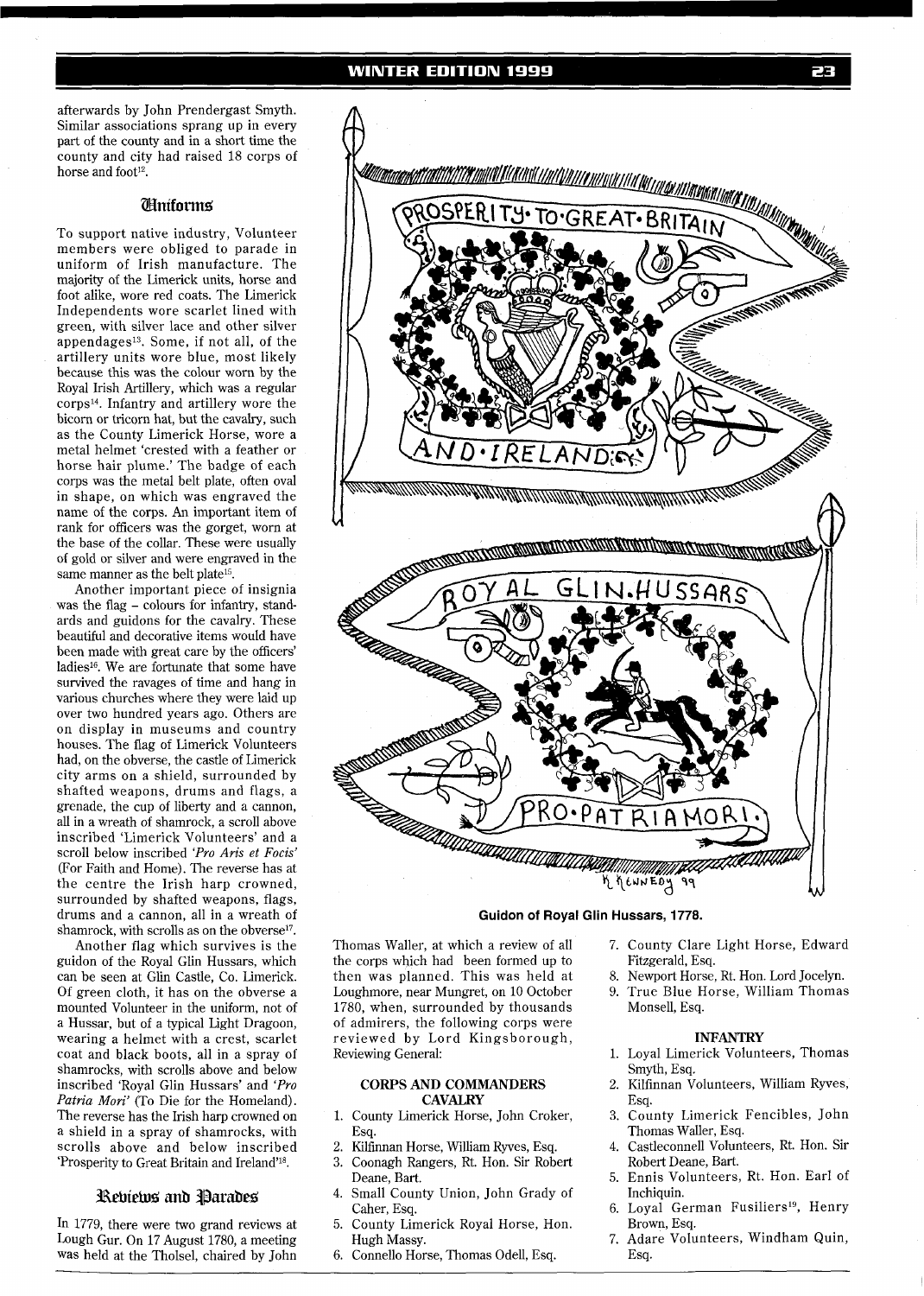afterwards by John Prendergast Smyth. Similar associations sprang up in every part of the county and in a short time the county and city had raised 18 corps of horse and foot[12].

## Uniforms

To support native industry, Volunteer members were obliged to parade in uniform of Irish manufacture. The majority of the Limerick units, horse and foot alike, wore red coats. The Limerick Independents wore scarlet lined with green, with silver lace and other silver appendages[13]. Some, if not all, of the artillery units wore blue, most likely because this was the colour worn by the Royal Irish Artillery, which was a regular corps[14]. Infantry and artillery wore the bicorn or tricorn hat, but the cavalry, such as the County Limerick Horse, wore a metal helmet 'crested with a feather or horse hair plume.' The badge of each corps was the metal belt plate, often oval in shape, on which was engraved the name of the corps. An important item of rank for officers was the gorget, worn at the base of the collar. These were usually of gold or silver and were engraved in the same manner as the belt plate[15].

Another important piece of insignia was the flag – colours for infantry, standards and guidons for the cavalry. These beautiful and decorative items would have been made with great care by the officers' ladies[16]. We are fortunate that some have survived the ravages of time and hang in various churches where they were laid up over two hundred years ago. Others are on display in museums and country houses. The flag of Limerick Volunteers had, on the obverse, the castle of Limerick city arms on a shield, surrounded by shafted weapons, drums and flags, a grenade, the cup of liberty and a cannon, all in a wreath of shamrock, a scroll above inscribed 'Limerick Volunteers' and a scroll below inscribed *'Pro Aris et Focis'* (For Faith and Home). The reverse has at the centre the Irish harp crowned, surrounded by shafted weapons, flags, drums and a cannon, all in a wreath of shamrock, with scrolls as on the obverse[17].

Another flag which survives is the guidon of the Royal Glin Hussars, which can be seen at Glin Castle, Co. Limerick. Of green cloth, it has on the obverse a mounted Volunteer in the uniform, not of a Hussar, but of a typical Light Dragoon, wearing a helmet with a crest, scarlet coat and black boots, all in a spray of shamrocks, with scrolls above and below inscribed 'Royal Glin Hussars' and *'Pro Patria Mori'* (To Die for the Homeland). The reverse has the Irish harp crowned on a shield in a spray of shamrocks, with scrolls above and below inscribed 'Prosperity to Great Britain and Ireland'[18].

**Guidon of Royal Glin Hussars, 1778.**

## Reviews and Parades

In 1779, there were two grand reviews at Lough Gur. On 17 August 1780, a meeting was held at the Tholsel, chaired by John Thomas Waller, at which a review of all the corps which had been formed up to then was planned. This was held at Loughmore, near Mungret, on 10 October 1780, when, surrounded by thousands of admirers, the following corps were reviewed by Lord Kingsborough, Reviewing General:

### CORPS AND COMMANDERS

#### CAVALRY

1. County Limerick Horse, John Croker, Esq.
2. Kilfinnan Horse, William Ryves, Esq.
3. Coonagh Rangers, Rt. Hon. Sir Robert Deane, Bart.
4. Small County Union, John Grady of Caher, Esq.
5. County Limerick Royal Horse, Hon. Hugh Massy.
6. Connello Horse, Thomas Odell, Esq.
7. County Clare Light Horse, Edward Fitzgerald, Esq.
8. Newport Horse, Rt. Hon. Lord Jocelyn.
9. True Blue Horse, William Thomas Monsell, Esq.

#### INFANTRY

1. Loyal Limerick Volunteers, Thomas Smyth, Esq.
2. Kilfinnan Volunteers, William Ryves, Esq.
3. County Limerick Fencibles, John Thomas Waller, Esq.
4. Castleconnell Volunteers, Rt. Hon. Sir Robert Deane, Bart.
5. Ennis Volunteers, Rt. Hon. Earl of Inchiquin.
6. Loyal German Fusiliers[19], Henry Brown, Esq.
7. Adare Volunteers, Windham Quin, Esq.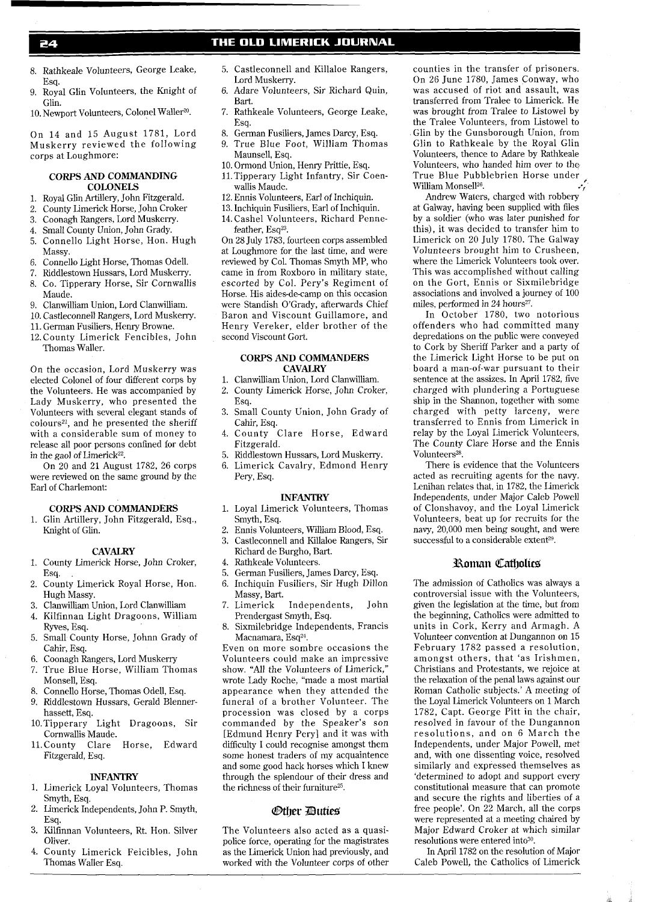8. Rathkeale Volunteers, George Leake, Esq.
9. Royal Glin Volunteers, the Knight of Glin.
10. Newport Volunteers, Colonel Waller[20].

On 14 and 15 August 1781, Lord Muskerry reviewed the following corps at Loughmore:

**CORPS AND COMMANDING COLONELS**

1. Royal Glin Artillery, John Fitzgerald.
2. County Limerick Horse, John Croker
3. Coonagh Rangers, Lord Muskerry.
4. Small County Union, John Grady.
5. Connello Light Horse, Hon. Hugh Massy.
6. Connello Light Horse, Thomas Odell.
7. Riddlestown Hussars, Lord Muskerry.
8. Co. Tipperary Horse, Sir Cornwallis Maude.
9. Clanwilliam Union, Lord Clanwilliam.
10. Castleconnell Rangers, Lord Muskerry.
11. German Fusiliers, Henry Browne.
12. County Limerick Fencibles, John Thomas Waller.

On the occasion, Lord Muskerry was elected Colonel of four different corps by the Volunteers. He was accompanied by Lady Muskerry, who presented the Volunteers with several elegant stands of colours[21], and he presented the sheriff with a considerable sum of money to release all poor persons confined for debt in the gaol of Limerick[22].

On 20 and 21 August 1782, 26 corps were reviewed on the same ground by the Earl of Charlemont:

**CORPS AND COMMANDERS**

1. Glin Artillery, John Fitzgerald, Esq., Knight of Glin.

**CAVALRY**

1. County Limerick Horse, John Croker, Esq.
2. County Limerick Royal Horse, Hon. Hugh Massy.
3. Clanwilliam Union, Lord Clanwilliam
4. Kilfinnan Light Dragoons, William Ryves, Esq.
5. Small County Horse, Johnn Grady of Cahir, Esq.
6. Coonagh Rangers, Lord Muskerry
7. True Blue Horse, William Thomas Monsell, Esq.
8. Connello Horse, Thomas Odell, Esq.
9. Riddlestown Hussars, Gerald Blennerhassett, Esq.
10. Tipperary Light Dragoons, Sir Cornwallis Maude.
11. County Clare Horse, Edward Fitzgerald, Esq.

**INFANTRY**

1. Limerick Loyal Volunteers, Thomas Smyth, Esq.
2. Limerick Independents, John P. Smyth, Esq.
3. Kilfinnan Volunteers, Rt. Hon. Silver Oliver.
4. County Limerick Feicibles, John Thomas Waller Esq.
5. Castleconnell and Killaloe Rangers, Lord Muskerry.
6. Adare Volunteers, Sir Richard Quin, Bart.
7. Rathkeale Volunteers, George Leake, Esq.
8. German Fusiliers, James Darcy, Esq.
9. True Blue Foot, William Thomas Maunsell, Esq.
10. Ormond Union, Henry Prittie, Esq.
11. Tipperary Light Infantry, Sir Coenwallis Maude.
12. Ennis Volunteers, Earl of Inchiquin.
13. Inchiquin Fusiliers, Earl of Inchiquin.
14. Cashel Volunteers, Richard Pennefeather, Esq[23].

On 28 July 1783, fourteen corps assembled at Loughmore for the last time, and were reviewed by Col. Thomas Smyth MP, who came in from Roxboro in military state, escorted by Col. Pery's Regiment of Horse. His aides-de-camp on this occasion were Standish O'Grady, afterwards Chief Baron and Viscount Guillamore, and Henry Vereker, elder brother of the second Viscount Gort.

**CORPS AND COMMANDERS**

**CAVALRY**

1. Clanwilliam Union, Lord Clanwilliam.
2. County Limerick Horse, John Croker, Esq.
3. Small County Union, John Grady of Cahir, Esq.
4. County Clare Horse, Edward Fitzgerald.
5. Riddlestown Hussars, Lord Muskerry.
6. Limerick Cavalry, Edmond Henry Pery, Esq.

**INFANTRY**

1. Loyal Limerick Volunteers, Thomas Smyth, Esq.
2. Ennis Volunteers, William Blood, Esq.
3. Castleconnell and Killaloe Rangers, Sir Richard de Burgho, Bart.
4. Rathkeale Volunteers.
5. German Fusiliers, James Darcy, Esq.
6. Inchiquin Fusiliers, Sir Hugh Dillon Massy, Bart.
7. Limerick Independents, John Prendergast Smyth, Esq.
8. Sixmilebridge Independents, Francis Macnamara, Esq[24].

Even on more sombre occasions the Volunteers could make an impressive show. "All the Volunteers of Limerick," wrote Lady Roche, "made a most martial appearance when they attended the funeral of a brother Volunteer. The procession was closed by a corps commanded by the Speaker's son [Edmund Henry Pery] and it was with difficulty I could recognise amongst them some honest traders of my acquaintence and some good hack horses which I knew through the splendour of their dress and the richness of their furniture[25].

## Other Duties

The Volunteers also acted as a quasi-police force, operating for the magistrates as the Limerick Union had previously, and worked with the Volunteer corps of other counties in the transfer of prisoners. On 26 June 1780, James Conway, who was accused of riot and assault, was transferred from Tralee to Limerick. He was brought from Tralee to Listowel by the Tralee Volunteers, from Listowel to Glin by the Gunsborough Union, from Glin to Rathkeale by the Royal Glin Volunteers, thence to Adare by Rathkeale Volunteers, who handed him over to the True Blue Pubblebrien Horse under William Monsell[26].

Andrew Waters, charged with robbery at Galway, having been supplied with files by a soldier (who was later punished for this), it was decided to transfer him to Limerick on 20 July 1780. The Galway Volunteers brought him to Crusheen, where the Limerick Volunteers took over. This was accomplished without calling on the Gort, Ennis or Sixmilebridge associations and involved a journey of 100 miles, performed in 24 hours[27].

In October 1780, two notorious offenders who had committed many depredations on the public were conveyed to Cork by Sheriff Parker and a party of the Limerick Light Horse to be put on board a man-of-war pursuant to their sentence at the assizes. In April 1782, five charged with plundering a Portuguese ship in the Shannon, together with some charged with petty larceny, were transferred to Ennis from Limerick in relay by the Loyal Limerick Volunteers, The County Clare Horse and the Ennis Volunteers[28].

There is evidence that the Volunteers acted as recruiting agents for the navy. Lenihan relates that, in 1782, the Limerick Independents, under Major Caleb Powell of Clonshavoy, and the Loyal Limerick Volunteers, beat up for recruits for the navy, 20,000 men being sought, and were successful to a considerable extent[29].

## Roman Catholics

The admission of Catholics was always a controversial issue with the Volunteers, given the legislation at the time, but from the beginning, Catholics were admitted to units in Cork, Kerry and Armagh. A Volunteer convention at Dungannon on 15 February 1782 passed a resolution, amongst others, that 'as Irishmen, Christians and Protestants, we rejoice at the relaxation of the penal laws against our Roman Catholic subjects.' A meeting of the Loyal Limerick Volunteers on 1 March 1782, Capt. George Pitt in the chair, resolved in favour of the Dungannon resolutions, and on 6 March the Independents, under Major Powell, met and, with one dissenting voice, resolved similarly and expressed themselves as 'determined to adopt and support every constitutional measure that can promote and secure the rights and liberties of a free people'. On 22 March, all the corps were represented at a meeting chaired by Major Edward Croker at which similar resolutions were entered into[30].

In April 1782 on the resolution of Major Caleb Powell, the Catholics of Limerick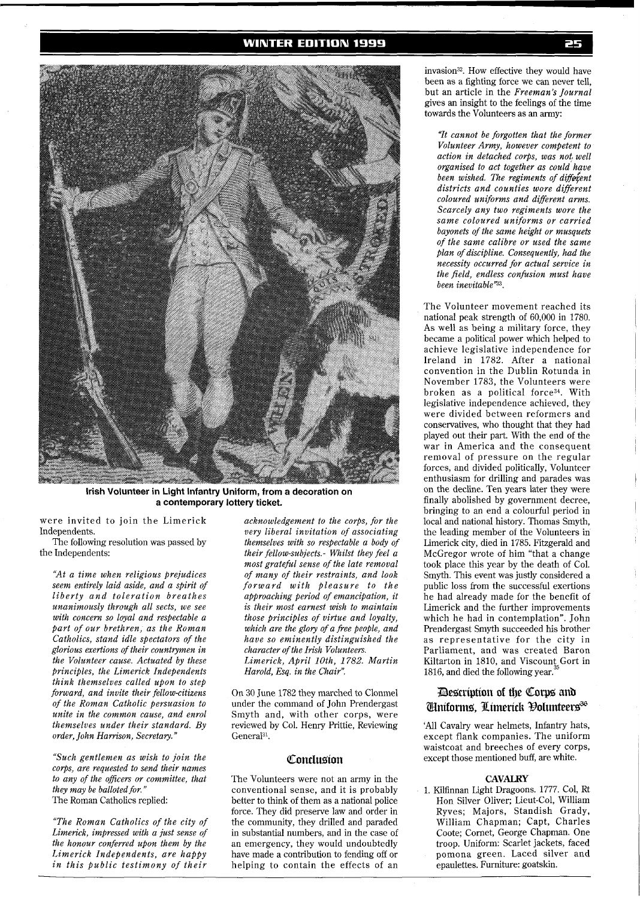Irish Volunteer in Light Infantry Uniform, from a decoration on a contemporary lottery ticket.

were invited to join the Limerick Independents.

The following resolution was passed by the Independents:

*"At a time when religious prejudices seem entirely laid aside, and a spirit of liberty and toleration breathes unanimously through all sects, we see with concern so loyal and respectable a part of our brethren, as the Roman Catholics, stand idle spectators of the glorious exertions of their countrymen in the Volunteer cause. Actuated by these principles, the Limerick Independents think themselves called upon to step forward, and invite their fellow-citizens of the Roman Catholic persuasion to unite in the common cause, and enrol themselves under their standard. By order, John Harrison, Secretary."*

*"Such gentlemen as wish to join the corps, are requested to send their names to any of the officers or committee, that they may be balloted for."*

The Roman Catholics replied:

*"The Roman Catholics of the city of Limerick, impressed with a just sense of the honour conferred upon them by the Limerick Independents, are happy in this public testimony of their acknowledgement to the corps, for the very liberal invitation of associating themselves with so respectable a body of their fellow-subjects.- Whilst they feel a most grateful sense of the late removal of many of their restraints, and look forward with pleasure to the approaching period of emancipation, it is their most earnest wish to maintain those principles of virtue and loyalty, which are the glory of a free people, and have so eminently distinguished the character of the Irish Volunteers. Limerick, April 10th, 1782. Martin Harold, Esq. in the Chair".*

On 30 June 1782 they marched to Clonmel under the command of John Prendergast Smyth and, with other corps, were reviewed by Col. Henry Prittie, Reviewing General[31].

## Conclusion

The Volunteers were not an army in the conventional sense, and it is probably better to think of them as a national police force. They did preserve law and order in the community, they drilled and paraded in substantial numbers, and in the case of an emergency, they would undoubtedly have made a contribution to fending off or helping to contain the effects of an invasion[32]. How effective they would have been as a fighting force we can never tell, but an article in the *Freeman's Journal* gives an insight to the feelings of the time towards the Volunteers as an army:

*"It cannot be forgotten that the former Volunteer Army, however competent to action in detached corps, was not well organised to act together as could have been wished. The regiments of different districts and counties wore different coloured uniforms and different arms. Scarcely any two regiments wore the same coloured uniforms or carried bayonets of the same height or musquets of the same calibre or used the same plan of discipline. Consequently, had the necessity occurred for actual service in the field, endless confusion must have been inevitable"*[33].

The Volunteer movement reached its national peak strength of 60,000 in 1780. As well as being a military force, they became a political power which helped to achieve legislative independence for Ireland in 1782. After a national convention in the Dublin Rotunda in November 1783, the Volunteers were broken as a political force[34]. With legislative independence achieved, they were divided between reformers and conservatives, who thought that they had played out their part. With the end of the war in America and the consequent removal of pressure on the regular forces, and divided politically, Volunteer enthusiasm for drilling and parades was on the decline. Ten years later they were finally abolished by government decree, bringing to an end a colourful period in local and national history. Thomas Smyth, the leading member of the Volunteers in Limerick city, died in 1785. Fitzgerald and McGregor wrote of him "that a change took place this year by the death of Col. Smyth. This event was justly considered a public loss from the successful exertions he had already made for the benefit of Limerick and the further improvements which he had in contemplation". John Prendergast Smyth succeeded his brother as representative for the city in Parliament, and was created Baron Kiltarton in 1810, and Viscount Gort in 1816, and died the following year.[35]

## Description of the Corps and Uniforms, Limerick Volunteers[36]

'All Cavalry wear helmets, Infantry hats, except flank companies. The uniform waistcoat and breeches of every corps, except those mentioned buff, are white.

### CAVALRY

1. Kilfinnan Light Dragoons. 1777. Col, Rt Hon Silver Oliver; Lieut-Col, William Ryves; Majors, Standish Grady, William Chapman; Capt, Charles Coote; Cornet, George Chapman. One troop. Uniform: Scarlet jackets, faced pomona green. Laced silver and epaulettes. Furniture: goatskin.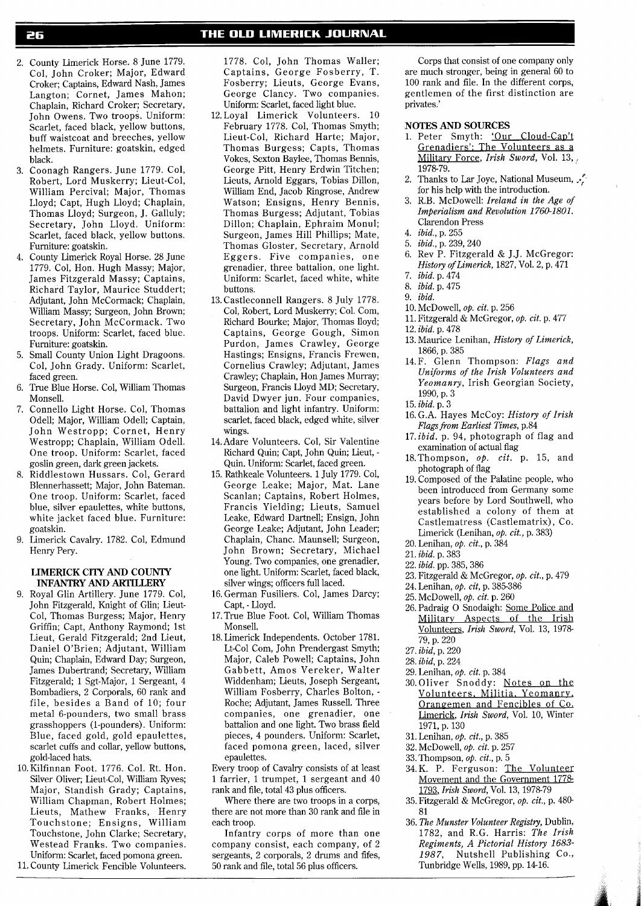2. County Limerick Horse. 8 June 1779. Col, John Croker; Major, Edward Croker; Captains, Edward Nash, James Langton; Cornet, James Mahon; Chaplain, Richard Croker; Secretary, John Owens. Two troops. Uniform: Scarlet, faced black, yellow buttons, buff waistcoat and breeches, yellow helmets. Furniture: goatskin, edged black.
3. Coonagh Rangers. June 1779. Col, Robert, Lord Muskerry; Lieut-Col, William Percival; Major, Thomas Lloyd; Capt, Hugh Lloyd; Chaplain, Thomas Lloyd; Surgeon, J. Galluly; Secretary, John Lloyd. Uniform: Scarlet, faced black, yellow buttons. Furniture: goatskin.
4. County Limerick Royal Horse. 28 June 1779. Col, Hon. Hugh Massy; Major, James Fitzgerald Massy; Captains, Richard Taylor, Maurice Studdert; Adjutant, John McCormack; Chaplain, William Massy; Surgeon, John Brown; Secretary, John McCormack. Two troops. Uniform: Scarlet, faced blue. Furniture: goatskin.
5. Small County Union Light Dragoons. Col, John Grady. Uniform: Scarlet, faced green.
6. True Blue Horse. Col, William Thomas Monsell.
7. Connello Light Horse. Col, Thomas Odell; Major, William Odell; Captain, John Westropp; Cornet, Henry Westropp; Chaplain, William Odell. One troop. Uniform: Scarlet, faced goslin green, dark green jackets.
8. Riddlestown Hussars. Col, Gerard Blennerhassett; Major, John Bateman. One troop. Uniform: Scarlet, faced blue, silver epaulettes, white buttons, white jacket faced blue. Furniture: goatskin.
9. Limerick Cavalry. 1782. Col, Edmund Henry Pery.

### LIMERICK CITY AND COUNTY INFANTRY AND ARTILLERY

9. Royal Glin Artillery. June 1779. Col, John Fitzgerald, Knight of Glin; Lieut-Col, Thomas Burgess; Major, Henry Griffin; Capt, Anthony Raymond; 1st Lieut, Gerald Fitzgerald; 2nd Lieut, Daniel O'Brien; Adjutant, William Quin; Chaplain, Edward Day; Surgeon, James Dubertrand; Secretary, William Fitzgerald; 1 Sgt-Major, 1 Sergeant, 4 Bombadiers, 2 Corporals, 60 rank and file, besides a Band of 10; four metal 6-pounders, two small brass grasshoppers (1-pounders). Uniform: Blue, faced gold, gold epaulettes, scarlet cuffs and collar, yellow buttons, gold-laced hats.
10. Kilfinnan Foot. 1776. Col. Rt. Hon. Silver Oliver; Lieut-Col, William Ryves; Major, Standish Grady; Captains, William Chapman, Robert Holmes; Lieuts, Mathew Franks, Henry Touchstone; Ensigns, William Touchstone, John Clarke; Secretary, Westead Franks. Two companies. Uniform: Scarlet, faced pomona green.
11. County Limerick Fencible Volunteers. 1778. Col, John Thomas Waller; Captains, George Fosberry, T. Fosberry; Lieuts, George Evans, George Clancy. Two companies. Uniform: Scarlet, faced light blue.
12. Loyal Limerick Volunteers. 10 February 1778. Col, Thomas Smyth; Lieut-Col, Richard Harte; Major, Thomas Burgess; Capts, Thomas Vokes, Sexton Baylee, Thomas Bennis, George Pitt, Henry Erdwin Titchen; Lieuts, Arnold Eggars, Tobias Dillon, William End, Jacob Ringrose, Andrew Watson; Ensigns, Henry Bennis, Thomas Burgess; Adjutant, Tobias Dillon; Chaplain, Ephraim Monul; Surgeon, James Hill Phillips; Mate, Thomas Gloster, Secretary, Arnold Eggers. Five companies, one grenadier, three battalion, one light. Uniform: Scarlet, faced white, white buttons.
13. Castleconnell Rangers. 8 July 1778. Col, Robert, Lord Muskerry; Col. Com, Richard Bourke; Major, Thomas lloyd; Captains, George Gough, Simon Purdon, James Crawley, George Hastings; Ensigns, Francis Frewen, Cornelius Crawley; Adjutant, James Crawley; Chaplain, Hon James Murray; Surgeon, Francis Lloyd MD; Secretary, David Dwyer jun. Four companies, battalion and light infantry. Uniform: scarlet, faced black, edged white, silver wings.
14. Adare Volunteers. Col, Sir Valentine Richard Quin; Capt, John Quin; Lieut, - Quin. Uniform: Scarlet, faced green.
15. Rathkeale Volunteers. 1 July 1779. Col, George Leake; Major, Mat. Lane Scanlan; Captains, Robert Holmes, Francis Yielding; Lieuts, Samuel Leake, Edward Dartnell; Ensign, John George Leake; Adjutant, John Leader; Chaplain, Chanc. Maunsell; Surgeon, John Brown; Secretary, Michael Young. Two companies, one grenadier, one light. Uniform: Scarlet, faced black, silver wings; officers full laced.
16. German Fusiliers. Col, James Darcy; Capt, - Lloyd.
17. True Blue Foot. Col, William Thomas Monsell.
18. Limerick Independents. October 1781. Lt-Col Com, John Prendergast Smyth; Major, Caleb Powell; Captains, John Gabbett, Amos Vereker, Walter Widdenham; Lieuts, Joseph Sergeant, William Fosberry, Charles Bolton, - Roche; Adjutant, James Russell. Three companies, one grenadier, one battalion and one light. Two brass field pieces, 4 pounders. Uniform: Scarlet, faced pomona green, laced, silver epaulettes.

Every troop of Cavalry consists of at least 1 farrier, 1 trumpet, 1 sergeant and 40 rank and file, total 43 plus officers.

Where there are two troops in a corps, there are not more than 30 rank and file in each troop.

Infantry corps of more than one company consist, each company, of 2 sergeants, 2 corporals, 2 drums and fifes, 50 rank and file, total 56 plus officers.

Corps that consist of one company only are much stronger, being in general 60 to 100 rank and file. In the different corps, gentlemen of the first distinction are privates.'

## NOTES AND SOURCES

1. Peter Smyth: 'Our Cloud-Cap't Grenadiers': The Volunteers as a Military Force, *Irish Sword*, Vol. 13, 1978-79.
2. Thanks to Lar Joye, National Museum, for his help with the introduction.
3. R.B. McDowell: *Ireland in the Age of Imperialism and Revolution 1760-1801*. Clarendon Press
4. *ibid.*, p. 255
5. *ibid.*, p. 239, 240
6. Rev P. Fitzgerald & J.J. McGregor: *History of Limerick*, 1827, Vol. 2, p. 471
7. *ibid.* p. 474
8. *ibid.* p. 475
9. *ibid.*
10. McDowell, *op. cit.* p. 256
11. Fitzgerald & McGregor, *op. cit.* p. 477
12. *ibid.* p. 478
13. Maurice Lenihan, *History of Limerick*, 1866, p. 385
14. F. Glenn Thompson: *Flags and Uniforms of the Irish Volunteers and Yeomanry*, Irish Georgian Society, 1990, p. 3
15. *ibid.* p. 3
16. G.A. Hayes McCoy: *History of Irish Flags from Earliest Times*, p.84
17. *ibid.* p. 94, photograph of flag and examination of actual flag
18. Thompson, *op. cit.* p. 15, and photograph of flag
19. Composed of the Palatine people, who been introduced from Germany some years before by Lord Southwell, who established a colony of them at Castlematress (Castlematrix), Co. Limerick (Lenihan, *op. cit.*, p. 383)
20. Lenihan, *op. cit.*, p. 384
21. *ibid.* p. 383
22. *ibid.* pp. 385, 386
23. Fitzgerald & McGregor, *op. cit.*, p. 479
24. Lenihan, *op. cit*, p. 385-386
25. McDowell, *op. cit.* p. 260
26. Padraig O Snodaigh: Some Police and Military Aspects of the Irish Volunteers, *Irish Sword*, Vol. 13, 1978-79, p. 220
27. *ibid*, p. 220
28. *ibid*, p. 224
29. Lenihan, *op. cit.* p. 384
30. Oliver Snoddy: Notes on the Volunteers, Militia, Yeomanry, Orangemen and Fencibles of Co. Limerick, *Irish Sword*, Vol. 10, Winter 1971, p. 130
31. Lenihan, *op. cit.*, p. 385
32. McDowell, *op. cit.* p. 257
33. Thompson, *op. cit.*, p. 5
34. K. P. Ferguson: The Volunteer Movement and the Government 1778-1793, *Irish Sword*, Vol. 13, 1978-79
35. Fitzgerald & McGregor, *op. cit.*, p. 480-81
36. *The Munster Volunteer Registry*, Dublin, 1782, and R.G. Harris: *The Irish Regiments, A Pictorial History 1683-1987*, Nutshell Publishing Co., Tunbridge Wells, 1989, pp. 14-16.